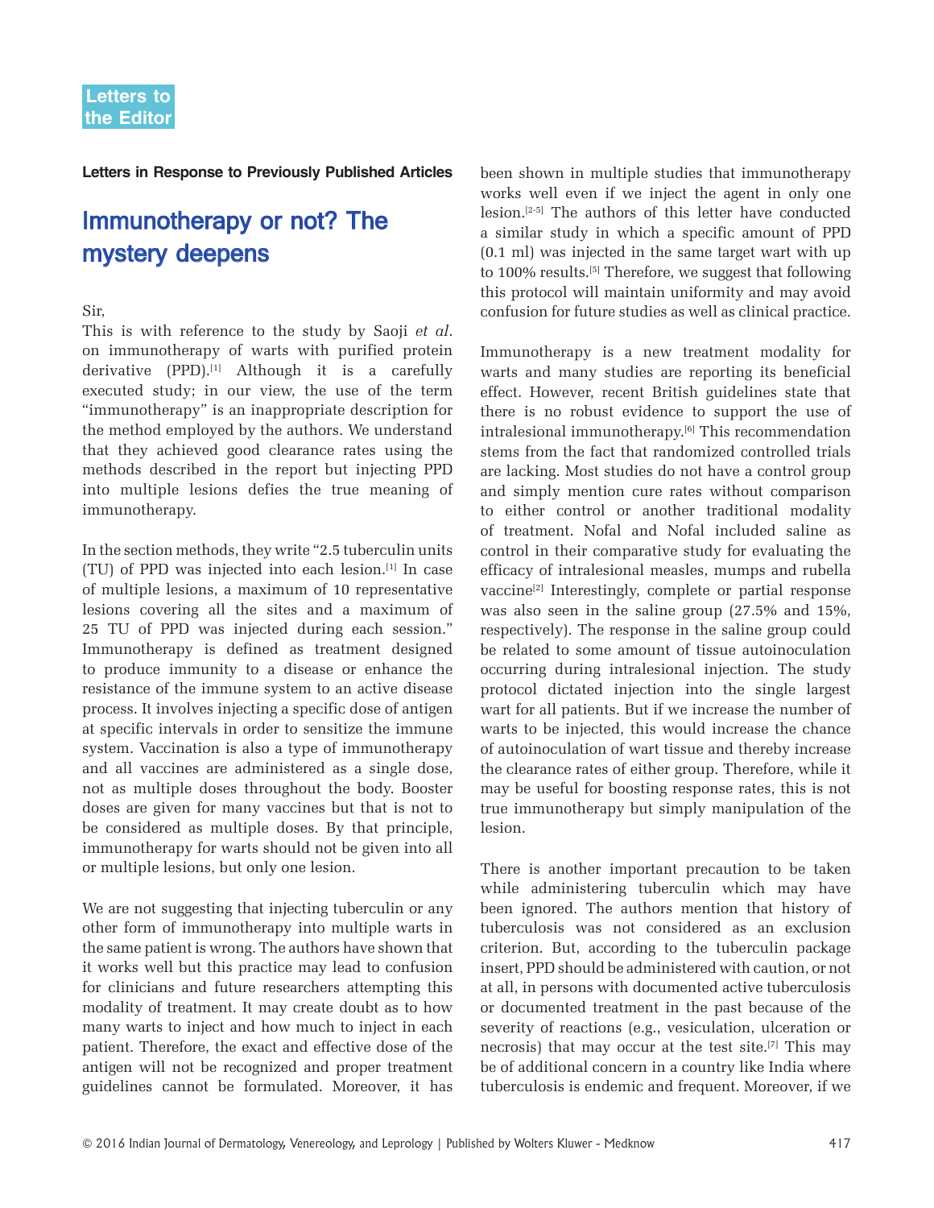Letters to the Editor

**Letters in Response to Previously Published Articles**

# Immunotherapy or not? The mystery deepens

Sir,

This is with reference to the study by Saoji *et al*. on immunotherapy of warts with purified protein derivative (PPD).[1] Although it is a carefully executed study; in our view, the use of the term "immunotherapy" is an inappropriate description for the method employed by the authors. We understand that they achieved good clearance rates using the methods described in the report but injecting PPD into multiple lesions defies the true meaning of immunotherapy.

In the section methods, they write "2.5 tuberculin units (TU) of PPD was injected into each lesion.[1] In case of multiple lesions, a maximum of 10 representative lesions covering all the sites and a maximum of 25 TU of PPD was injected during each session." Immunotherapy is defined as treatment designed to produce immunity to a disease or enhance the resistance of the immune system to an active disease process. It involves injecting a specific dose of antigen at specific intervals in order to sensitize the immune system. Vaccination is also a type of immunotherapy and all vaccines are administered as a single dose, not as multiple doses throughout the body. Booster doses are given for many vaccines but that is not to be considered as multiple doses. By that principle, immunotherapy for warts should not be given into all or multiple lesions, but only one lesion.

We are not suggesting that injecting tuberculin or any other form of immunotherapy into multiple warts in the same patient is wrong. The authors have shown that it works well but this practice may lead to confusion for clinicians and future researchers attempting this modality of treatment. It may create doubt as to how many warts to inject and how much to inject in each patient. Therefore, the exact and effective dose of the antigen will not be recognized and proper treatment guidelines cannot be formulated. Moreover, it has been shown in multiple studies that immunotherapy works well even if we inject the agent in only one lesion.[2-5] The authors of this letter have conducted a similar study in which a specific amount of PPD (0.1 ml) was injected in the same target wart with up to 100% results.[5] Therefore, we suggest that following this protocol will maintain uniformity and may avoid confusion for future studies as well as clinical practice.

Immunotherapy is a new treatment modality for warts and many studies are reporting its beneficial effect. However, recent British guidelines state that there is no robust evidence to support the use of intralesional immunotherapy.[6] This recommendation stems from the fact that randomized controlled trials are lacking. Most studies do not have a control group and simply mention cure rates without comparison to either control or another traditional modality of treatment. Nofal and Nofal included saline as control in their comparative study for evaluating the efficacy of intralesional measles, mumps and rubella vaccine[2] Interestingly, complete or partial response was also seen in the saline group (27.5% and 15%, respectively). The response in the saline group could be related to some amount of tissue autoinoculation occurring during intralesional injection. The study protocol dictated injection into the single largest wart for all patients. But if we increase the number of warts to be injected, this would increase the chance of autoinoculation of wart tissue and thereby increase the clearance rates of either group. Therefore, while it may be useful for boosting response rates, this is not true immunotherapy but simply manipulation of the lesion.

There is another important precaution to be taken while administering tuberculin which may have been ignored. The authors mention that history of tuberculosis was not considered as an exclusion criterion. But, according to the tuberculin package insert, PPD should be administered with caution, or not at all, in persons with documented active tuberculosis or documented treatment in the past because of the severity of reactions (e.g., vesiculation, ulceration or necrosis) that may occur at the test site.[7] This may be of additional concern in a country like India where tuberculosis is endemic and frequent. Moreover, if we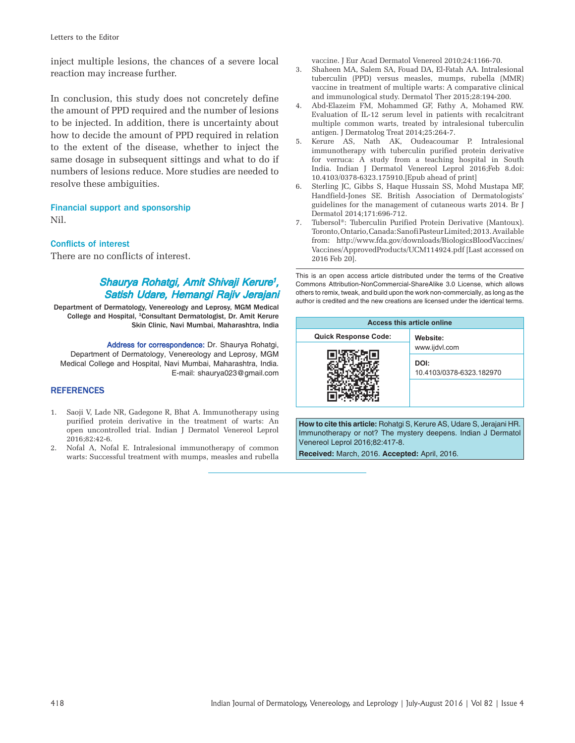inject multiple lesions, the chances of a severe local reaction may increase further.

In conclusion, this study does not concretely define the amount of PPD required and the number of lesions to be injected. In addition, there is uncertainty about how to decide the amount of PPD required in relation to the extent of the disease, whether to inject the same dosage in subsequent sittings and what to do if numbers of lesions reduce. More studies are needed to resolve these ambiguities.

### Financial support and sponsorship

Nil.

### Conflicts of interest

There are no conflicts of interest.

***Shaurya Rohatgi, Amit Shivaji Kerure[1], Satish Udare, Hemangi Rajiv Jerajani***

**Department of Dermatology, Venereology and Leprosy, MGM Medical College and Hospital, [1]Consultant Dermatologist, Dr. Amit Kerure Skin Clinic, Navi Mumbai, Maharashtra, India**

Address for correspondence: Dr. Shaurya Rohatgi, Department of Dermatology, Venereology and Leprosy, MGM Medical College and Hospital, Navi Mumbai, Maharashtra, India. E-mail: shaurya023@gmail.com

## REFERENCES

1. Saoji V, Lade NR, Gadegone R, Bhat A. Immunotherapy using purified protein derivative in the treatment of warts: An open uncontrolled trial. Indian J Dermatol Venereol Leprol 2016;82:42-6.
2. Nofal A, Nofal E. Intralesional immunotherapy of common warts: Successful treatment with mumps, measles and rubella vaccine. J Eur Acad Dermatol Venereol 2010;24:1166-70.
3. Shaheen MA, Salem SA, Fouad DA, El-Fatah AA. Intralesional tuberculin (PPD) versus measles, mumps, rubella (MMR) vaccine in treatment of multiple warts: A comparative clinical and immunological study. Dermatol Ther 2015;28:194-200.
4. Abd-Elazeim FM, Mohammed GF, Fathy A, Mohamed RW. Evaluation of IL-12 serum level in patients with recalcitrant multiple common warts, treated by intralesional tuberculin antigen. J Dermatolog Treat 2014;25:264-7.
5. Kerure AS, Nath AK, Oudeacoumar P. Intralesional immunotherapy with tuberculin purified protein derivative for verruca: A study from a teaching hospital in South India. Indian J Dermatol Venereol Leprol 2016;Feb 8.doi: 10.4103/0378-6323.175910.[Epub ahead of print]
6. Sterling JC, Gibbs S, Haque Hussain SS, Mohd Mustapa MF, Handfield-Jones SE. British Association of Dermatologists' guidelines for the management of cutaneous warts 2014. Br J Dermatol 2014;171:696-712.
7. Tubersol®: Tuberculin Purified Protein Derivative (Mantoux). Toronto, Ontario, Canada: Sanofi Pasteur Limited; 2013. Available from: http://www.fda.gov/downloads/BiologicsBloodVaccines/Vaccines/ApprovedProducts/UCM114924.pdf [Last accessed on 2016 Feb 20].

This is an open access article distributed under the terms of the Creative Commons Attribution-NonCommercial-ShareAlike 3.0 License, which allows others to remix, tweak, and build upon the work non-commercially, as long as the author is credited and the new creations are licensed under the identical terms.

| Access this article online | |
|---|---|
| Quick Response Code: | Website: www.ijdvl.com |
| | DOI: 10.4103/0378-6323.182970 |

**How to cite this article:** Rohatgi S, Kerure AS, Udare S, Jerajani HR. Immunotherapy or not? The mystery deepens. Indian J Dermatol Venereol Leprol 2016;82:417-8.

**Received:** March, 2016. **Accepted:** April, 2016.